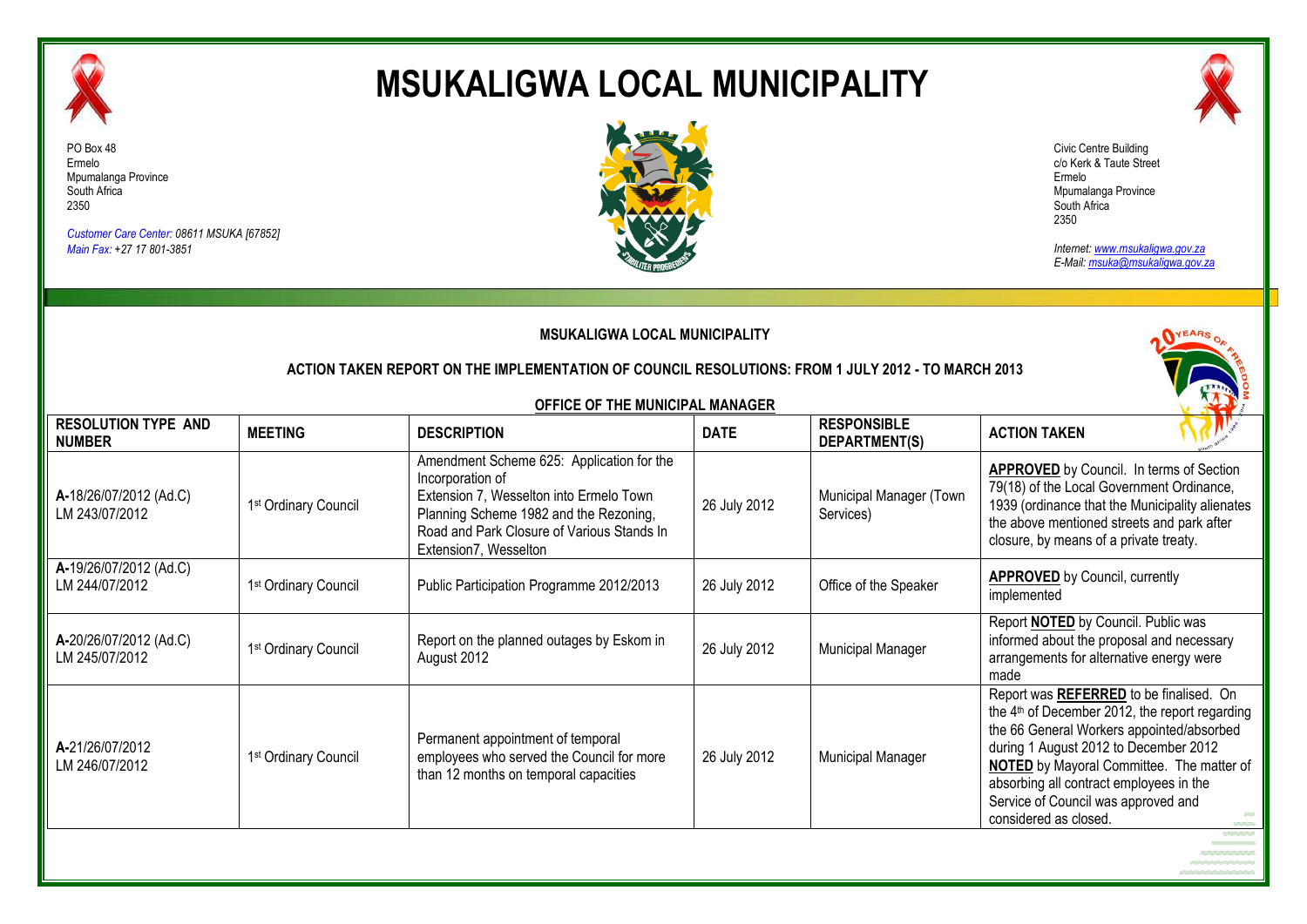# MSUKALIGWA LOCAL MUNICIPALITY

PO Box 48
Ermelo
Mpumalanga Province
South Africa
2350

*Customer Care Center: 08611 MSUKA [67852]*
*Main Fax: +27 17 801-3851*

Civic Centre Building
c/o Kerk & Taute Street
Ermelo
Mpumalanga Province
South Africa
2350

*Internet: www.msukaligwa.gov.za*
*E-Mail: msuka@msukaligwa.gov.za*

**MSUKALIGWA LOCAL MUNICIPALITY**

**ACTION TAKEN REPORT ON THE IMPLEMENTATION OF COUNCIL RESOLUTIONS: FROM 1 JULY 2012 - TO MARCH 2013**

**OFFICE OF THE MUNICIPAL MANAGER**

| RESOLUTION TYPE AND NUMBER | MEETING | DESCRIPTION | DATE | RESPONSIBLE DEPARTMENT(S) | ACTION TAKEN |
|---|---|---|---|---|---|
| **A-**18/26/07/2012 (Ad.C) LM 243/07/2012 | 1st Ordinary Council | Amendment Scheme 625: Application for the Incorporation of Extension 7, Wesselton into Ermelo Town Planning Scheme 1982 and the Rezoning, Road and Park Closure of Various Stands In Extension7, Wesselton | 26 July 2012 | Municipal Manager (Town Services) | **APPROVED** by Council. In terms of Section 79(18) of the Local Government Ordinance, 1939 (ordinance that the Municipality alienates the above mentioned streets and park after closure, by means of a private treaty. |
| **A-**19/26/07/2012 (Ad.C) LM 244/07/2012 | 1st Ordinary Council | Public Participation Programme 2012/2013 | 26 July 2012 | Office of the Speaker | **APPROVED** by Council, currently implemented |
| **A-**20/26/07/2012 (Ad.C) LM 245/07/2012 | 1st Ordinary Council | Report on the planned outages by Eskom in August 2012 | 26 July 2012 | Municipal Manager | Report **NOTED** by Council. Public was informed about the proposal and necessary arrangements for alternative energy were made |
| **A-**21/26/07/2012 LM 246/07/2012 | 1st Ordinary Council | Permanent appointment of temporal employees who served the Council for more than 12 months on temporal capacities | 26 July 2012 | Municipal Manager | Report was **REFERRED** to be finalised. On the 4th of December 2012, the report regarding the 66 General Workers appointed/absorbed during 1 August 2012 to December 2012 **NOTED** by Mayoral Committee. The matter of absorbing all contract employees in the Service of Council was approved and considered as closed. |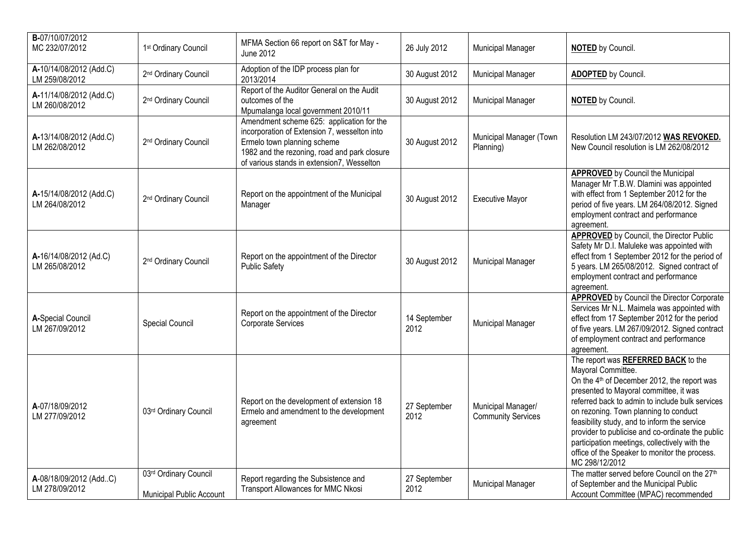| | | | | | |
|---|---|---|---|---|---|
| **B-**07/10/07/2012<br>MC 232/07/2012 | 1st Ordinary Council | MFMA Section 66 report on S&T for May - June 2012 | 26 July 2012 | Municipal Manager | **NOTED** by Council. |
| **A-**10/14/08/2012 (Add.C)<br>LM 259/08/2012 | 2nd Ordinary Council | Adoption of the IDP process plan for 2013/2014 | 30 August 2012 | Municipal Manager | **ADOPTED** by Council. |
| **A-**11/14/08/2012 (Add.C)<br>LM 260/08/2012 | 2nd Ordinary Council | Report of the Auditor General on the Audit outcomes of the Mpumalanga local government 2010/11 | 30 August 2012 | Municipal Manager | **NOTED** by Council. |
| **A-**13/14/08/2012 (Add.C)<br>LM 262/08/2012 | 2nd Ordinary Council | Amendment scheme 625: application for the incorporation of Extension 7, wesselton into Ermelo town planning scheme 1982 and the rezoning, road and park closure of various stands in extension7, Wesselton | 30 August 2012 | Municipal Manager (Town Planning) | Resolution LM 243/07/2012 **WAS REVOKED.** New Council resolution is LM 262/08/2012 |
| **A-**15/14/08/2012 (Add.C)<br>LM 264/08/2012 | 2nd Ordinary Council | Report on the appointment of the Municipal Manager | 30 August 2012 | Executive Mayor | **APPROVED** by Council the Municipal Manager Mr T.B.W. Dlamini was appointed with effect from 1 September 2012 for the period of five years. LM 264/08/2012. Signed employment contract and performance agreement. |
| **A-**16/14/08/2012 (Ad.C)<br>LM 265/08/2012 | 2nd Ordinary Council | Report on the appointment of the Director Public Safety | 30 August 2012 | Municipal Manager | **APPROVED** by Council, the Director Public Safety Mr D.I. Maluleke was appointed with effect from 1 September 2012 for the period of 5 years. LM 265/08/2012. Signed contract of employment contract and performance agreement. |
| **A-**Special Council<br>LM 267/09/2012 | Special Council | Report on the appointment of the Director Corporate Services | 14 September 2012 | Municipal Manager | **APPROVED** by Council the Director Corporate Services Mr N.L. Maimela was appointed with effect from 17 September 2012 for the period of five years. LM 267/09/2012. Signed contract of employment contract and performance agreement. |
| **A**-07/18/09/2012<br>LM 277/09/2012 | 03rd Ordinary Council | Report on the development of extension 18 Ermelo and amendment to the development agreement | 27 September 2012 | Municipal Manager/ Community Services | The report was **REFERRED BACK** to the Mayoral Committee.<br>On the 4th of December 2012, the report was presented to Mayoral committee, it was referred back to admin to include bulk services on rezoning. Town planning to conduct feasibility study, and to inform the service provider to publicise and co-ordinate the public participation meetings, collectively with the office of the Speaker to monitor the process. MC 298/12/2012 |
| **A**-08/18/09/2012 (Add..C)<br>LM 278/09/2012 | 03rd Ordinary Council<br>Municipal Public Account | Report regarding the Subsistence and Transport Allowances for MMC Nkosi | 27 September 2012 | Municipal Manager | The matter served before Council on the 27th of September and the Municipal Public Account Committee (MPAC) recommended |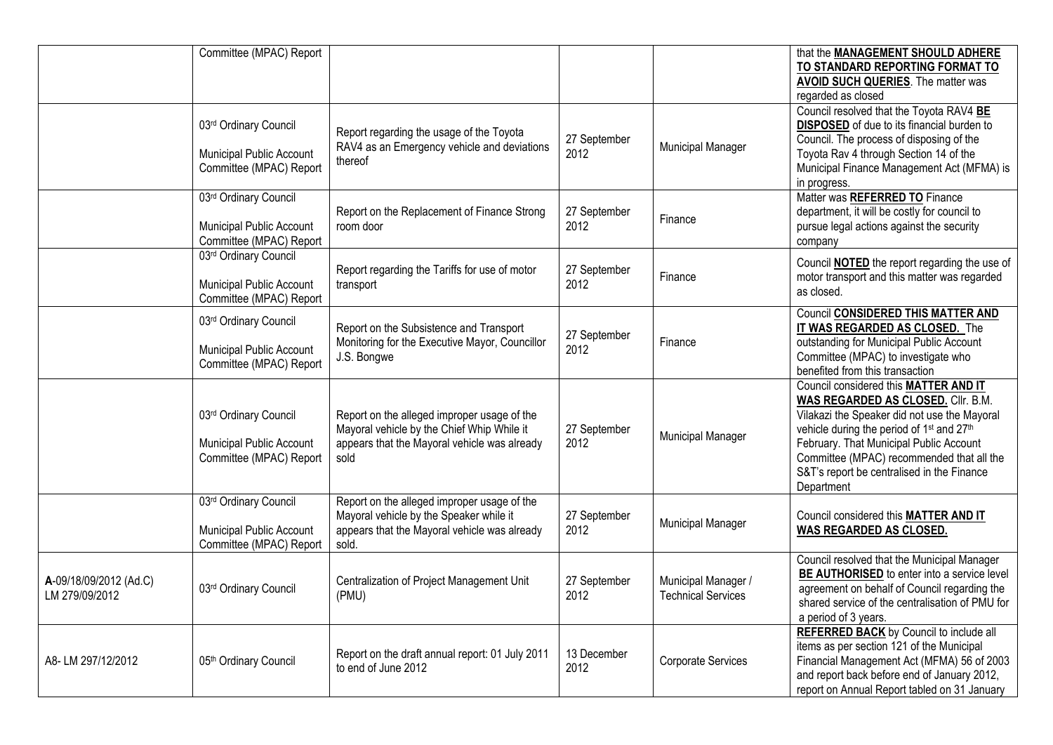| | | | | | |
|---|---|---|---|---|---|
| | Committee (MPAC) Report | | | | that the **MANAGEMENT SHOULD ADHERE TO STANDARD REPORTING FORMAT TO AVOID SUCH QUERIES**. The matter was regarded as closed |
| | 03rd Ordinary Council<br><br>Municipal Public Account Committee (MPAC) Report | Report regarding the usage of the Toyota RAV4 as an Emergency vehicle and deviations thereof | 27 September 2012 | Municipal Manager | Council resolved that the Toyota RAV4 **BE DISPOSED** of due to its financial burden to Council. The process of disposing of the Toyota Rav 4 through Section 14 of the Municipal Finance Management Act (MFMA) is in progress. |
| | 03rd Ordinary Council<br><br>Municipal Public Account Committee (MPAC) Report | Report on the Replacement of Finance Strong room door | 27 September 2012 | Finance | Matter was **REFERRED TO** Finance department, it will be costly for council to pursue legal actions against the security company |
| | 03rd Ordinary Council<br><br>Municipal Public Account Committee (MPAC) Report | Report regarding the Tariffs for use of motor transport | 27 September 2012 | Finance | Council **NOTED** the report regarding the use of motor transport and this matter was regarded as closed. |
| | 03rd Ordinary Council<br><br>Municipal Public Account Committee (MPAC) Report | Report on the Subsistence and Transport Monitoring for the Executive Mayor, Councillor J.S. Bongwe | 27 September 2012 | Finance | Council **CONSIDERED THIS MATTER AND IT WAS REGARDED AS CLOSED.** The outstanding for Municipal Public Account Committee (MPAC) to investigate who benefited from this transaction |
| | 03rd Ordinary Council<br><br>Municipal Public Account Committee (MPAC) Report | Report on the alleged improper usage of the Mayoral vehicle by the Chief Whip While it appears that the Mayoral vehicle was already sold | 27 September 2012 | Municipal Manager | Council considered this **MATTER AND IT WAS REGARDED AS CLOSED.** Cllr. B.M. Vilakazi the Speaker did not use the Mayoral vehicle during the period of 1st and 27th February. That Municipal Public Account Committee (MPAC) recommended that all the S&T's report be centralised in the Finance Department |
| | 03rd Ordinary Council<br><br>Municipal Public Account Committee (MPAC) Report | Report on the alleged improper usage of the Mayoral vehicle by the Speaker while it appears that the Mayoral vehicle was already sold. | 27 September 2012 | Municipal Manager | Council considered this **MATTER AND IT WAS REGARDED AS CLOSED.** |
| **A**-09/18/09/2012 (Ad.C)<br>LM 279/09/2012 | 03rd Ordinary Council | Centralization of Project Management Unit (PMU) | 27 September 2012 | Municipal Manager / Technical Services | Council resolved that the Municipal Manager **BE AUTHORISED** to enter into a service level agreement on behalf of Council regarding the shared service of the centralisation of PMU for a period of 3 years. |
| A8- LM 297/12/2012 | 05th Ordinary Council | Report on the draft annual report: 01 July 2011 to end of June 2012 | 13 December 2012 | Corporate Services | **REFERRED BACK** by Council to include all items as per section 121 of the Municipal Financial Management Act (MFMA) 56 of 2003 and report back before end of January 2012, report on Annual Report tabled on 31 January |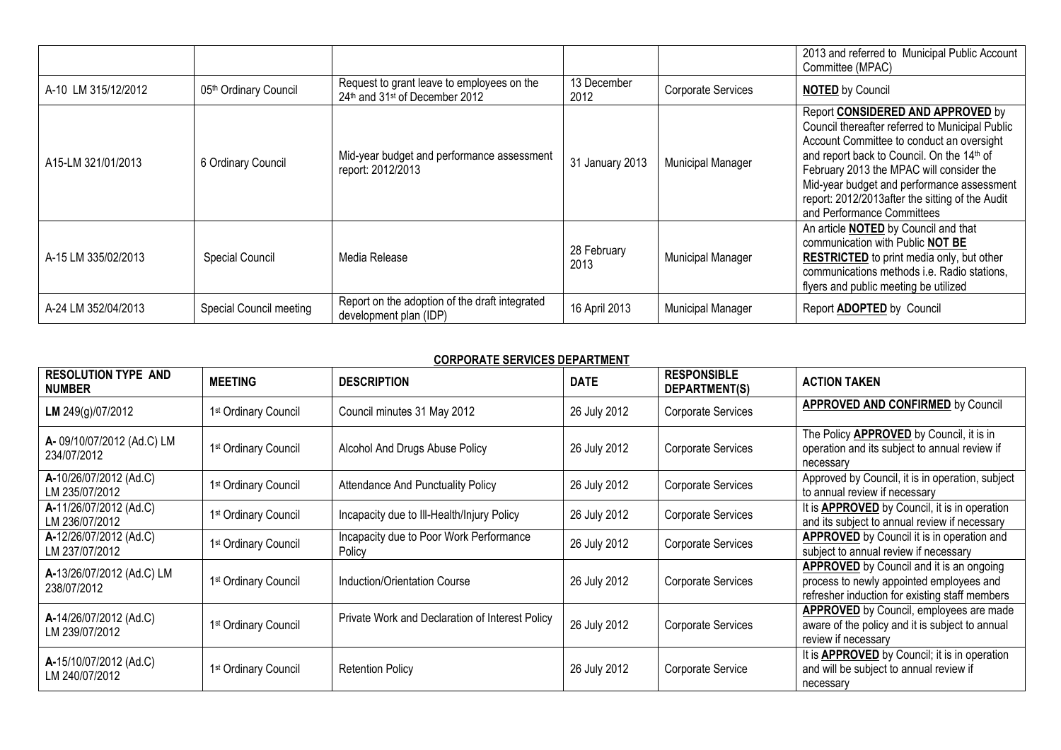| | | | | | 2013 and referred to Municipal Public Account Committee (MPAC) |
|---|---|---|---|---|---|
| A-10 LM 315/12/2012 | 05th Ordinary Council | Request to grant leave to employees on the 24th and 31st of December 2012 | 13 December 2012 | Corporate Services | **NOTED** by Council |
| A15-LM 321/01/2013 | 6 Ordinary Council | Mid-year budget and performance assessment report: 2012/2013 | 31 January 2013 | Municipal Manager | Report **CONSIDERED AND APPROVED** by Council thereafter referred to Municipal Public Account Committee to conduct an oversight and report back to Council. On the 14th of February 2013 the MPAC will consider the Mid-year budget and performance assessment report: 2012/2013after the sitting of the Audit and Performance Committees |
| A-15 LM 335/02/2013 | Special Council | Media Release | 28 February 2013 | Municipal Manager | An article **NOTED** by Council and that communication with Public **NOT BE RESTRICTED** to print media only, but other communications methods i.e. Radio stations, flyers and public meeting be utilized |
| A-24 LM 352/04/2013 | Special Council meeting | Report on the adoption of the draft integrated development plan (IDP) | 16 April 2013 | Municipal Manager | Report **ADOPTED** by Council |

**CORPORATE SERVICES DEPARTMENT**

| RESOLUTION TYPE AND NUMBER | MEETING | DESCRIPTION | DATE | RESPONSIBLE DEPARTMENT(S) | ACTION TAKEN |
|---|---|---|---|---|---|
| **LM** 249(g)/07/2012 | 1st Ordinary Council | Council minutes 31 May 2012 | 26 July 2012 | Corporate Services | **APPROVED AND CONFIRMED** by Council |
| **A-** 09/10/07/2012 (Ad.C) LM 234/07/2012 | 1st Ordinary Council | Alcohol And Drugs Abuse Policy | 26 July 2012 | Corporate Services | The Policy **APPROVED** by Council, it is in operation and its subject to annual review if necessary |
| **A-**10/26/07/2012 (Ad.C) LM 235/07/2012 | 1st Ordinary Council | Attendance And Punctuality Policy | 26 July 2012 | Corporate Services | Approved by Council, it is in operation, subject to annual review if necessary |
| **A-**11/26/07/2012 (Ad.C) LM 236/07/2012 | 1st Ordinary Council | Incapacity due to Ill-Health/Injury Policy | 26 July 2012 | Corporate Services | It is **APPROVED** by Council, it is in operation and its subject to annual review if necessary |
| **A-**12/26/07/2012 (Ad.C) LM 237/07/2012 | 1st Ordinary Council | Incapacity due to Poor Work Performance Policy | 26 July 2012 | Corporate Services | **APPROVED** by Council it is in operation and subject to annual review if necessary |
| **A-**13/26/07/2012 (Ad.C) LM 238/07/2012 | 1st Ordinary Council | Induction/Orientation Course | 26 July 2012 | Corporate Services | **APPROVED** by Council and it is an ongoing process to newly appointed employees and refresher induction for existing staff members |
| **A-**14/26/07/2012 (Ad.C) LM 239/07/2012 | 1st Ordinary Council | Private Work and Declaration of Interest Policy | 26 July 2012 | Corporate Services | **APPROVED** by Council, employees are made aware of the policy and it is subject to annual review if necessary |
| **A-**15/10/07/2012 (Ad.C) LM 240/07/2012 | 1st Ordinary Council | Retention Policy | 26 July 2012 | Corporate Service | It is **APPROVED** by Council; it is in operation and will be subject to annual review if necessary |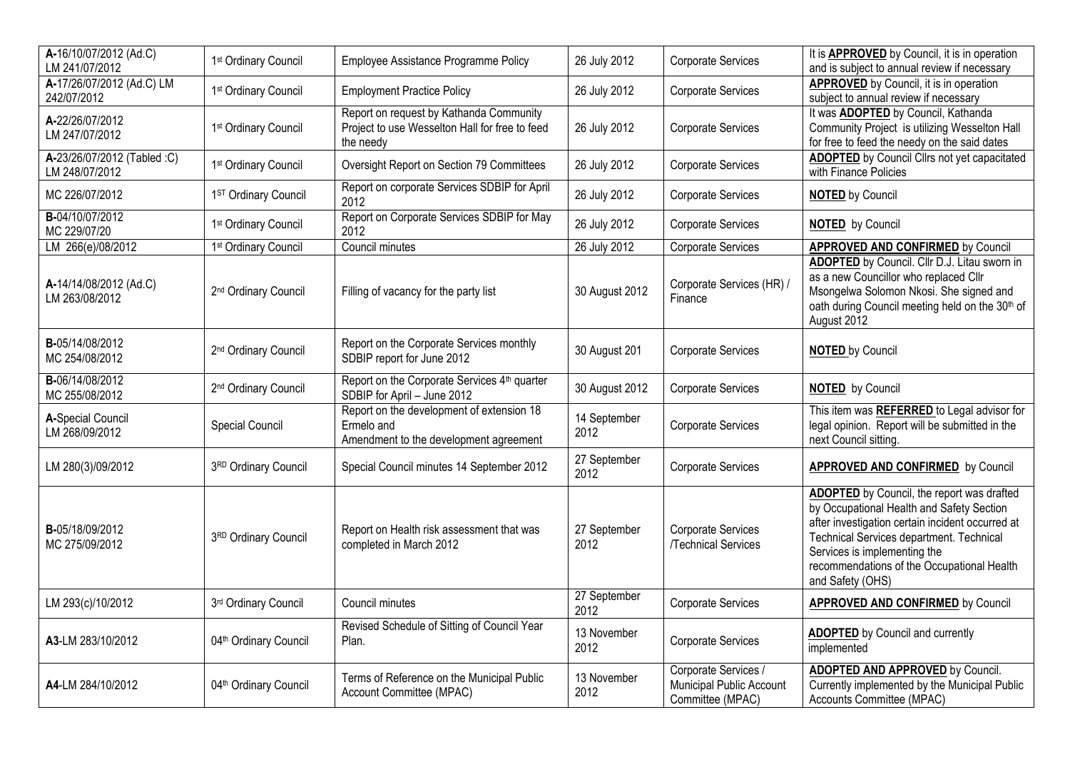| A-16/10/07/2012 (Ad.C) LM 241/07/2012 | 1st Ordinary Council | Employee Assistance Programme Policy | 26 July 2012 | Corporate Services | It is **APPROVED** by Council, it is in operation and is subject to annual review if necessary |
|---|---|---|---|---|---|
| A-17/26/07/2012 (Ad.C) LM 242/07/2012 | 1st Ordinary Council | Employment Practice Policy | 26 July 2012 | Corporate Services | **APPROVED** by Council, it is in operation subject to annual review if necessary |
| A-22/26/07/2012 LM 247/07/2012 | 1st Ordinary Council | Report on request by Kathanda Community Project to use Wesselton Hall for free to feed the needy | 26 July 2012 | Corporate Services | It was **ADOPTED** by Council, Kathanda Community Project is utilizing Wesselton Hall for free to feed the needy on the said dates |
| A-23/26/07/2012 (Tabled :C) LM 248/07/2012 | 1st Ordinary Council | Oversight Report on Section 79 Committees | 26 July 2012 | Corporate Services | **ADOPTED** by Council Cllrs not yet capacitated with Finance Policies |
| MC 226/07/2012 | 1ST Ordinary Council | Report on corporate Services SDBIP for April 2012 | 26 July 2012 | Corporate Services | **NOTED** by Council |
| B-04/10/07/2012 MC 229/07/20 | 1st Ordinary Council | Report on Corporate Services SDBIP for May 2012 | 26 July 2012 | Corporate Services | **NOTED** by Council |
| LM 266(e)/08/2012 | 1st Ordinary Council | Council minutes | 26 July 2012 | Corporate Services | **APPROVED AND CONFIRMED** by Council |
| A-14/14/08/2012 (Ad.C) LM 263/08/2012 | 2nd Ordinary Council | Filling of vacancy for the party list | 30 August 2012 | Corporate Services (HR) / Finance | **ADOPTED** by Council. Cllr D.J. Litau sworn in as a new Councillor who replaced Cllr Msongelwa Solomon Nkosi. She signed and oath during Council meeting held on the 30th of August 2012 |
| B-05/14/08/2012 MC 254/08/2012 | 2nd Ordinary Council | Report on the Corporate Services monthly SDBIP report for June 2012 | 30 August 201 | Corporate Services | **NOTED** by Council |
| B-06/14/08/2012 MC 255/08/2012 | 2nd Ordinary Council | Report on the Corporate Services 4th quarter SDBIP for April – June 2012 | 30 August 2012 | Corporate Services | **NOTED** by Council |
| A-Special Council LM 268/09/2012 | Special Council | Report on the development of extension 18 Ermelo and Amendment to the development agreement | 14 September 2012 | Corporate Services | This item was **REFERRED** to Legal advisor for legal opinion. Report will be submitted in the next Council sitting. |
| LM 280(3)/09/2012 | 3RD Ordinary Council | Special Council minutes 14 September 2012 | 27 September 2012 | Corporate Services | **APPROVED AND CONFIRMED** by Council |
| B-05/18/09/2012 MC 275/09/2012 | 3RD Ordinary Council | Report on Health risk assessment that was completed in March 2012 | 27 September 2012 | Corporate Services /Technical Services | **ADOPTED** by Council, the report was drafted by Occupational Health and Safety Section after investigation certain incident occurred at Technical Services department. Technical Services is implementing the recommendations of the Occupational Health and Safety (OHS) |
| LM 293(c)/10/2012 | 3rd Ordinary Council | Council minutes | 27 September 2012 | Corporate Services | **APPROVED AND CONFIRMED** by Council |
| A3-LM 283/10/2012 | 04th Ordinary Council | Revised Schedule of Sitting of Council Year Plan. | 13 November 2012 | Corporate Services | **ADOPTED** by Council and currently implemented |
| A4-LM 284/10/2012 | 04th Ordinary Council | Terms of Reference on the Municipal Public Account Committee (MPAC) | 13 November 2012 | Corporate Services / Municipal Public Account Committee (MPAC) | **ADOPTED AND APPROVED** by Council. Currently implemented by the Municipal Public Accounts Committee (MPAC) |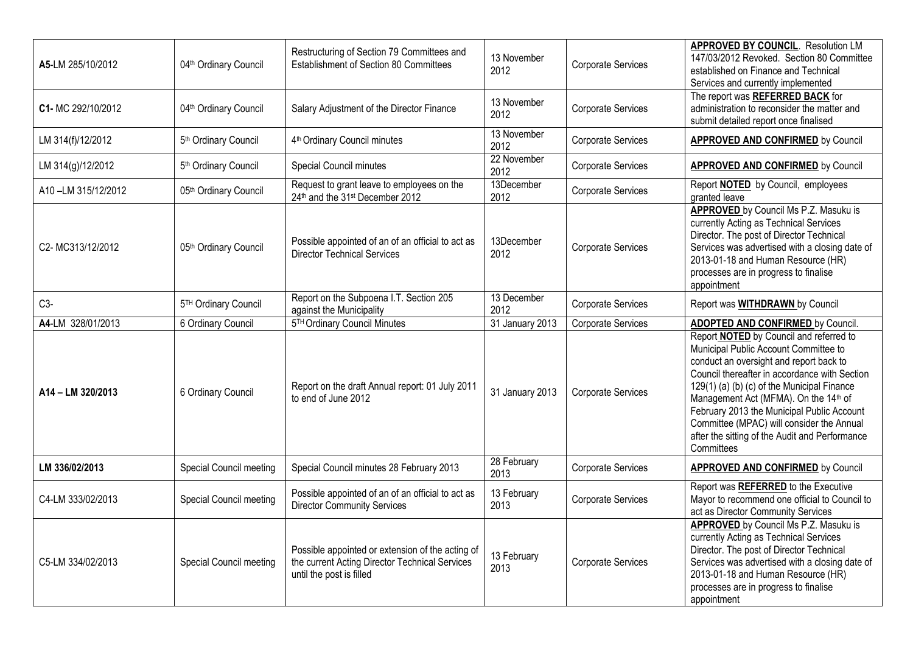| | | | | | |
|---|---|---|---|---|---|
| **A5**-LM 285/10/2012 | 04th Ordinary Council | Restructuring of Section 79 Committees and Establishment of Section 80 Committees | 13 November 2012 | Corporate Services | **APPROVED BY COUNCIL**. Resolution LM 147/03/2012 Revoked. Section 80 Committee established on Finance and Technical Services and currently implemented |
| **C1-** MC 292/10/2012 | 04th Ordinary Council | Salary Adjustment of the Director Finance | 13 November 2012 | Corporate Services | The report was **REFERRED BACK** for administration to reconsider the matter and submit detailed report once finalised |
| LM 314(f)/12/2012 | 5th Ordinary Council | 4th Ordinary Council minutes | 13 November 2012 | Corporate Services | **APPROVED AND CONFIRMED** by Council |
| LM 314(g)/12/2012 | 5th Ordinary Council | Special Council minutes | 22 November 2012 | Corporate Services | **APPROVED AND CONFIRMED** by Council |
| A10 –LM 315/12/2012 | 05th Ordinary Council | Request to grant leave to employees on the 24th and the 31st December 2012 | 13December 2012 | Corporate Services | Report **NOTED** by Council, employees granted leave |
| C2- MC313/12/2012 | 05th Ordinary Council | Possible appointed of an of an official to act as Director Technical Services | 13December 2012 | Corporate Services | **APPROVED** by Council Ms P.Z. Masuku is currently Acting as Technical Services Director. The post of Director Technical Services was advertised with a closing date of 2013-01-18 and Human Resource (HR) processes are in progress to finalise appointment |
| C3- | 5TH Ordinary Council | Report on the Subpoena I.T. Section 205 against the Municipality | 13 December 2012 | Corporate Services | Report was **WITHDRAWN** by Council |
| **A4**-LM 328/01/2013 | 6 Ordinary Council | 5TH Ordinary Council Minutes | 31 January 2013 | Corporate Services | **ADOPTED AND CONFIRMED** by Council. |
| **A14 – LM 320/2013** | 6 Ordinary Council | Report on the draft Annual report: 01 July 2011 to end of June 2012 | 31 January 2013 | Corporate Services | Report **NOTED** by Council and referred to Municipal Public Account Committee to conduct an oversight and report back to Council thereafter in accordance with Section 129(1) (a) (b) (c) of the Municipal Finance Management Act (MFMA). On the 14th of February 2013 the Municipal Public Account Committee (MPAC) will consider the Annual after the sitting of the Audit and Performance Committees |
| **LM 336/02/2013** | Special Council meeting | Special Council minutes 28 February 2013 | 28 February 2013 | Corporate Services | **APPROVED AND CONFIRMED** by Council |
| C4-LM 333/02/2013 | Special Council meeting | Possible appointed of an of an official to act as Director Community Services | 13 February 2013 | Corporate Services | Report was **REFERRED** to the Executive Mayor to recommend one official to Council to act as Director Community Services |
| C5-LM 334/02/2013 | Special Council meeting | Possible appointed or extension of the acting of the current Acting Director Technical Services until the post is filled | 13 February 2013 | Corporate Services | **APPROVED** by Council Ms P.Z. Masuku is currently Acting as Technical Services Director. The post of Director Technical Services was advertised with a closing date of 2013-01-18 and Human Resource (HR) processes are in progress to finalise appointment |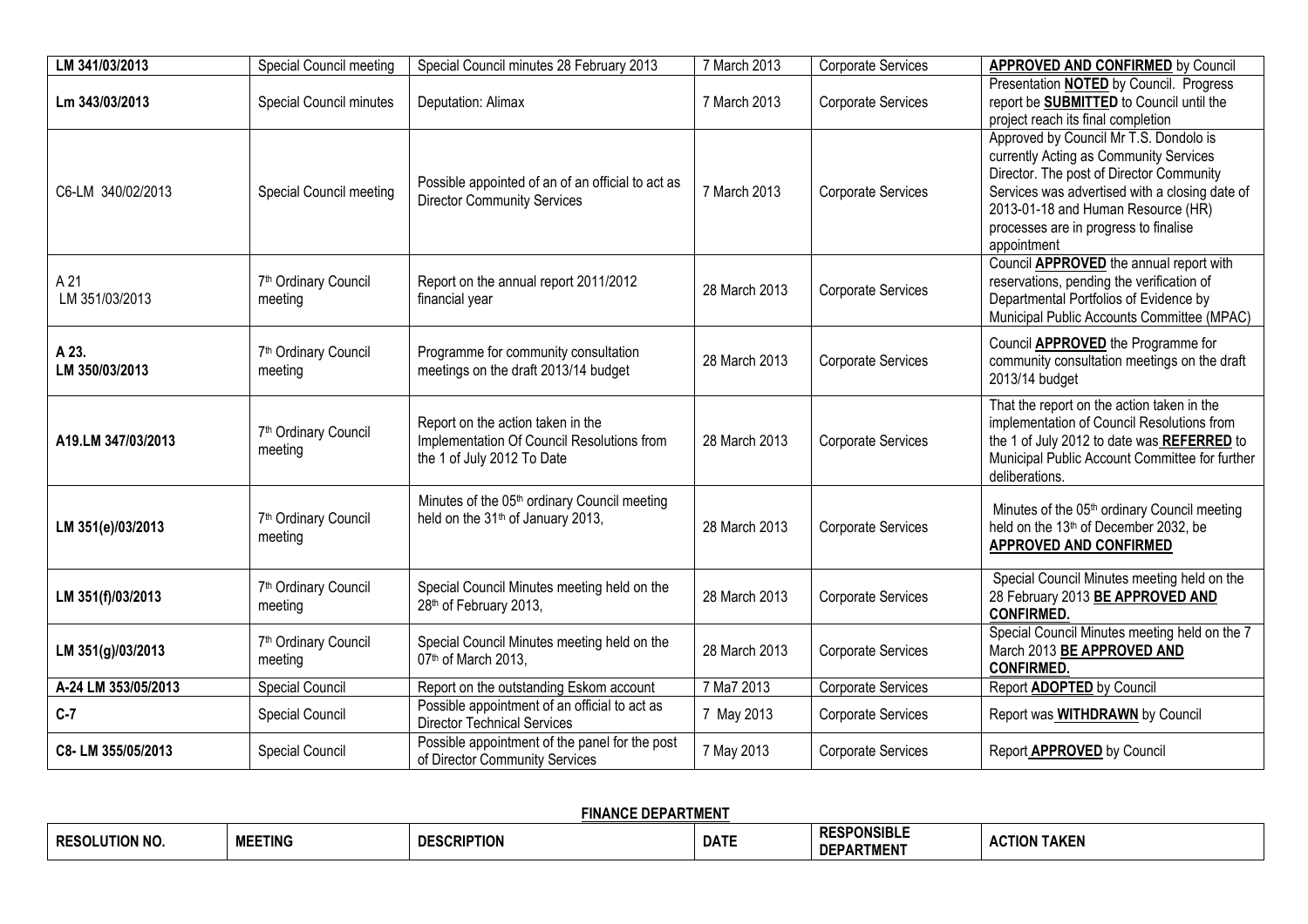| LM 341/03/2013 | Special Council meeting | Special Council minutes 28 February 2013 | 7 March 2013 | Corporate Services | **APPROVED AND CONFIRMED** by Council |
|---|---|---|---|---|---|
| Lm 343/03/2013 | Special Council minutes | Deputation: Alimax | 7 March 2013 | Corporate Services | Presentation **NOTED** by Council. Progress report be **SUBMITTED** to Council until the project reach its final completion |
| C6-LM 340/02/2013 | Special Council meeting | Possible appointed of an of an official to act as Director Community Services | 7 March 2013 | Corporate Services | Approved by Council Mr T.S. Dondolo is currently Acting as Community Services Director. The post of Director Community Services was advertised with a closing date of 2013-01-18 and Human Resource (HR) processes are in progress to finalise appointment |
| A 21 LM 351/03/2013 | 7th Ordinary Council meeting | Report on the annual report 2011/2012 financial year | 28 March 2013 | Corporate Services | Council **APPROVED** the annual report with reservations, pending the verification of Departmental Portfolios of Evidence by Municipal Public Accounts Committee (MPAC) |
| A 23. LM 350/03/2013 | 7th Ordinary Council meeting | Programme for community consultation meetings on the draft 2013/14 budget | 28 March 2013 | Corporate Services | Council **APPROVED** the Programme for community consultation meetings on the draft 2013/14 budget |
| A19.LM 347/03/2013 | 7th Ordinary Council meeting | Report on the action taken in the Implementation Of Council Resolutions from the 1 of July 2012 To Date | 28 March 2013 | Corporate Services | That the report on the action taken in the implementation of Council Resolutions from the 1 of July 2012 to date was **REFERRED** to Municipal Public Account Committee for further deliberations. |
| LM 351(e)/03/2013 | 7th Ordinary Council meeting | Minutes of the 05th ordinary Council meeting held on the 31th of January 2013, | 28 March 2013 | Corporate Services | Minutes of the 05th ordinary Council meeting held on the 13th of December 2032, be **APPROVED AND CONFIRMED** |
| LM 351(f)/03/2013 | 7th Ordinary Council meeting | Special Council Minutes meeting held on the 28th of February 2013, | 28 March 2013 | Corporate Services | Special Council Minutes meeting held on the 28 February 2013 **BE APPROVED AND CONFIRMED.** |
| LM 351(g)/03/2013 | 7th Ordinary Council meeting | Special Council Minutes meeting held on the 07th of March 2013, | 28 March 2013 | Corporate Services | Special Council Minutes meeting held on the 7 March 2013 **BE APPROVED AND CONFIRMED.** |
| A-24 LM 353/05/2013 | Special Council | Report on the outstanding Eskom account | 7 Ma7 2013 | Corporate Services | Report **ADOPTED** by Council |
| **C-7** | Special Council | Possible appointment of an official to act as Director Technical Services | 7 May 2013 | Corporate Services | Report was **WITHDRAWN** by Council |
| **C8- LM 355/05/2013** | Special Council | Possible appointment of the panel for the post of Director Community Services | 7 May 2013 | Corporate Services | Report **APPROVED** by Council |

**FINANCE DEPARTMENT**

| RESOLUTION NO. | MEETING | DESCRIPTION | DATE | RESPONSIBLE DEPARTMENT | ACTION TAKEN |
|---|---|---|---|---|---|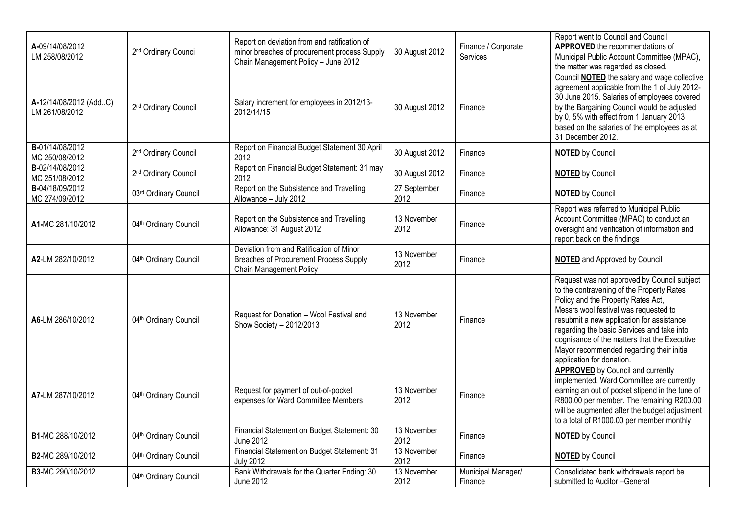| | | | | | |
|---|---|---|---|---|---|
| **A-**09/14/08/2012 LM 258/08/2012 | 2nd Ordinary Counci | Report on deviation from and ratification of minor breaches of procurement process Supply Chain Management Policy – June 2012 | 30 August 2012 | Finance / Corporate Services | Report went to Council and Council **APPROVED** the recommendations of Municipal Public Account Committee (MPAC), the matter was regarded as closed. |
| **A-**12/14/08/2012 (Add..C) LM 261/08/2012 | 2nd Ordinary Council | Salary increment for employees in 2012/13-2012/14/15 | 30 August 2012 | Finance | Council **NOTED** the salary and wage collective agreement applicable from the 1 of July 2012-30 June 2015. Salaries of employees covered by the Bargaining Council would be adjusted by 0, 5% with effect from 1 January 2013 based on the salaries of the employees as at 31 December 2012. |
| **B-**01/14/08/2012 MC 250/08/2012 | 2nd Ordinary Council | Report on Financial Budget Statement 30 April 2012 | 30 August 2012 | Finance | **NOTED** by Council |
| **B-**02/14/08/2012 MC 251/08/2012 | 2nd Ordinary Council | Report on Financial Budget Statement: 31 may 2012 | 30 August 2012 | Finance | **NOTED** by Council |
| **B-**04/18/09/2012 MC 274/09/2012 | 03rd Ordinary Council | Report on the Subsistence and Travelling Allowance – July 2012 | 27 September 2012 | Finance | **NOTED** by Council |
| **A1-**MC 281/10/2012 | 04th Ordinary Council | Report on the Subsistence and Travelling Allowance: 31 August 2012 | 13 November 2012 | Finance | Report was referred to Municipal Public Account Committee (MPAC) to conduct an oversight and verification of information and report back on the findings |
| **A2-**LM 282/10/2012 | 04th Ordinary Council | Deviation from and Ratification of Minor Breaches of Procurement Process Supply Chain Management Policy | 13 November 2012 | Finance | **NOTED** and Approved by Council |
| **A6-**LM 286/10/2012 | 04th Ordinary Council | Request for Donation – Wool Festival and Show Society – 2012/2013 | 13 November 2012 | Finance | Request was not approved by Council subject to the contravening of the Property Rates Policy and the Property Rates Act, Messrs wool festival was requested to resubmit a new application for assistance regarding the basic Services and take into cognisance of the matters that the Executive Mayor recommended regarding their initial application for donation. |
| **A7-**LM 287/10/2012 | 04th Ordinary Council | Request for payment of out-of-pocket expenses for Ward Committee Members | 13 November 2012 | Finance | **APPROVED** by Council and currently implemented. Ward Committee are currently earning an out of pocket stipend in the tune of R800.00 per member. The remaining R200.00 will be augmented after the budget adjustment to a total of R1000.00 per member monthly |
| **B1-**MC 288/10/2012 | 04th Ordinary Council | Financial Statement on Budget Statement: 30 June 2012 | 13 November 2012 | Finance | **NOTED** by Council |
| **B2-**MC 289/10/2012 | 04th Ordinary Council | Financial Statement on Budget Statement: 31 July 2012 | 13 November 2012 | Finance | **NOTED** by Council |
| **B3-**MC 290/10/2012 | 04th Ordinary Council | Bank Withdrawals for the Quarter Ending: 30 June 2012 | 13 November 2012 | Municipal Manager/ Finance | Consolidated bank withdrawals report be submitted to Auditor –General |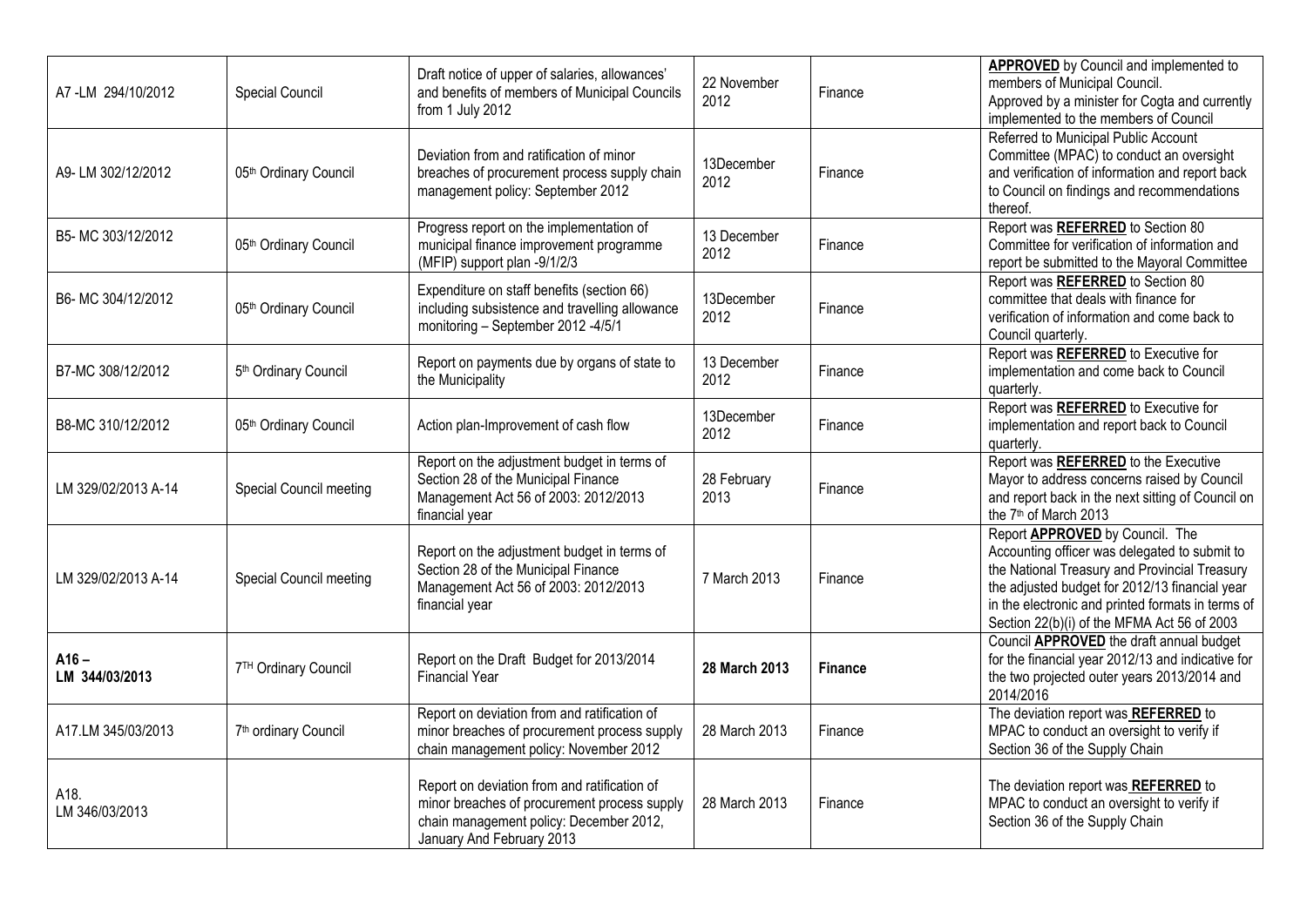| A7 -LM 294/10/2012 | Special Council | Draft notice of upper of salaries, allowances' and benefits of members of Municipal Councils from 1 July 2012 | 22 November 2012 | Finance | **APPROVED** by Council and implemented to members of Municipal Council. Approved by a minister for Cogta and currently implemented to the members of Council |
|---|---|---|---|---|---|
| A9- LM 302/12/2012 | 05th Ordinary Council | Deviation from and ratification of minor breaches of procurement process supply chain management policy: September 2012 | 13December 2012 | Finance | Referred to Municipal Public Account Committee (MPAC) to conduct an oversight and verification of information and report back to Council on findings and recommendations thereof. |
| B5- MC 303/12/2012 | 05th Ordinary Council | Progress report on the implementation of municipal finance improvement programme (MFIP) support plan -9/1/2/3 | 13 December 2012 | Finance | Report was **REFERRED** to Section 80 Committee for verification of information and report be submitted to the Mayoral Committee |
| B6- MC 304/12/2012 | 05th Ordinary Council | Expenditure on staff benefits (section 66) including subsistence and travelling allowance monitoring – September 2012 -4/5/1 | 13December 2012 | Finance | Report was **REFERRED** to Section 80 committee that deals with finance for verification of information and come back to Council quarterly. |
| B7-MC 308/12/2012 | 5th Ordinary Council | Report on payments due by organs of state to the Municipality | 13 December 2012 | Finance | Report was **REFERRED** to Executive for implementation and come back to Council quarterly. |
| B8-MC 310/12/2012 | 05th Ordinary Council | Action plan-Improvement of cash flow | 13December 2012 | Finance | Report was **REFERRED** to Executive for implementation and report back to Council quarterly. |
| LM 329/02/2013 A-14 | Special Council meeting | Report on the adjustment budget in terms of Section 28 of the Municipal Finance Management Act 56 of 2003: 2012/2013 financial year | 28 February 2013 | Finance | Report was **REFERRED** to the Executive Mayor to address concerns raised by Council and report back in the next sitting of Council on the 7th of March 2013 |
| LM 329/02/2013 A-14 | Special Council meeting | Report on the adjustment budget in terms of Section 28 of the Municipal Finance Management Act 56 of 2003: 2012/2013 financial year | 7 March 2013 | Finance | Report **APPROVED** by Council. The Accounting officer was delegated to submit to the National Treasury and Provincial Treasury the adjusted budget for 2012/13 financial year in the electronic and printed formats in terms of Section 22(b)(i) of the MFMA Act 56 of 2003 |
| **A16 – LM 344/03/2013** | 7TH Ordinary Council | Report on the Draft Budget for 2013/2014 Financial Year | **28 March 2013** | **Finance** | Council **APPROVED** the draft annual budget for the financial year 2012/13 and indicative for the two projected outer years 2013/2014 and 2014/2016 |
| A17.LM 345/03/2013 | 7th ordinary Council | Report on deviation from and ratification of minor breaches of procurement process supply chain management policy: November 2012 | 28 March 2013 | Finance | The deviation report was **REFERRED** to MPAC to conduct an oversight to verify if Section 36 of the Supply Chain |
| A18. LM 346/03/2013 | | Report on deviation from and ratification of minor breaches of procurement process supply chain management policy: December 2012, January And February 2013 | 28 March 2013 | Finance | The deviation report was **REFERRED** to MPAC to conduct an oversight to verify if Section 36 of the Supply Chain |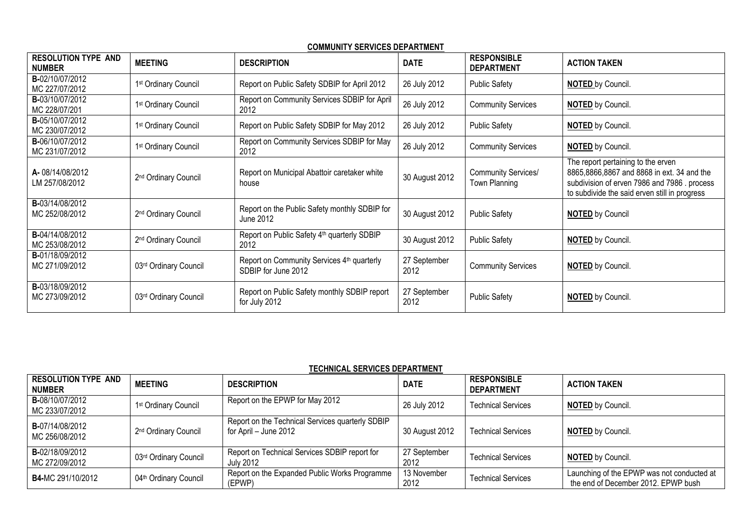**COMMUNITY SERVICES DEPARTMENT**

| RESOLUTION TYPE AND NUMBER | MEETING | DESCRIPTION | DATE | RESPONSIBLE DEPARTMENT | ACTION TAKEN |
|---|---|---|---|---|---|
| **B-**02/10/07/2012 MC 227/07/2012 | 1st Ordinary Council | Report on Public Safety SDBIP for April 2012 | 26 July 2012 | Public Safety | **NOTED** by Council. |
| **B-**03/10/07/2012 MC 228/07/201 | 1st Ordinary Council | Report on Community Services SDBIP for April 2012 | 26 July 2012 | Community Services | **NOTED** by Council. |
| **B-**05/10/07/2012 MC 230/07/2012 | 1st Ordinary Council | Report on Public Safety SDBIP for May 2012 | 26 July 2012 | Public Safety | **NOTED** by Council. |
| **B-**06/10/07/2012 MC 231/07/2012 | 1st Ordinary Council | Report on Community Services SDBIP for May 2012 | 26 July 2012 | Community Services | **NOTED** by Council. |
| **A-** 08/14/08/2012 LM 257/08/2012 | 2nd Ordinary Council | Report on Municipal Abattoir caretaker white house | 30 August 2012 | Community Services/ Town Planning | The report pertaining to the erven 8865,8866,8867 and 8868 in ext. 34 and the subdivision of erven 7986 and 7986 . process to subdivide the said erven still in progress |
| **B-**03/14/08/2012 MC 252/08/2012 | 2nd Ordinary Council | Report on the Public Safety monthly SDBIP for June 2012 | 30 August 2012 | Public Safety | **NOTED** by Council |
| **B-**04/14/08/2012 MC 253/08/2012 | 2nd Ordinary Council | Report on Public Safety 4th quarterly SDBIP 2012 | 30 August 2012 | Public Safety | **NOTED** by Council. |
| **B-**01/18/09/2012 MC 271/09/2012 | 03rd Ordinary Council | Report on Community Services 4th quarterly SDBIP for June 2012 | 27 September 2012 | Community Services | **NOTED** by Council. |
| **B-**03/18/09/2012 MC 273/09/2012 | 03rd Ordinary Council | Report on Public Safety monthly SDBIP report for July 2012 | 27 September 2012 | Public Safety | **NOTED** by Council. |

**TECHNICAL SERVICES DEPARTMENT**

| RESOLUTION TYPE AND NUMBER | MEETING | DESCRIPTION | DATE | RESPONSIBLE DEPARTMENT | ACTION TAKEN |
|---|---|---|---|---|---|
| **B-**08/10/07/2012 MC 233/07/2012 | 1st Ordinary Council | Report on the EPWP for May 2012 | 26 July 2012 | Technical Services | **NOTED** by Council. |
| **B-**07/14/08/2012 MC 256/08/2012 | 2nd Ordinary Council | Report on the Technical Services quarterly SDBIP for April – June 2012 | 30 August 2012 | Technical Services | **NOTED** by Council. |
| **B-**02/18/09/2012 MC 272/09/2012 | 03rd Ordinary Council | Report on Technical Services SDBIP report for July 2012 | 27 September 2012 | Technical Services | **NOTED** by Council. |
| **B4-**MC 291/10/2012 | 04th Ordinary Council | Report on the Expanded Public Works Programme (EPWP) | 13 November 2012 | Technical Services | Launching of the EPWP was not conducted at the end of December 2012. EPWP bush |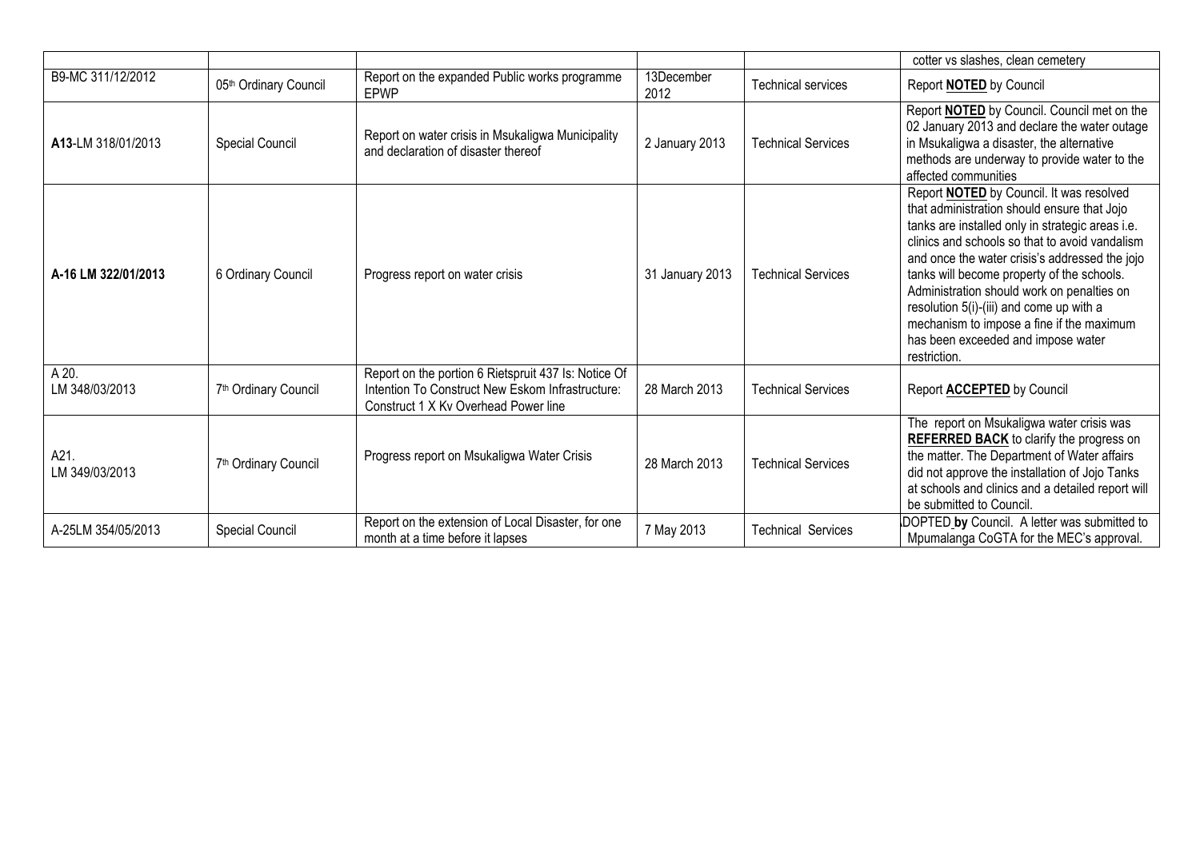| | | | | | |
|---|---|---|---|---|---|
| | | | | | cotter vs slashes, clean cemetery |
| B9-MC 311/12/2012 | 05th Ordinary Council | Report on the expanded Public works programme EPWP | 13December 2012 | Technical services | Report **NOTED** by Council |
| **A13**-LM 318/01/2013 | Special Council | Report on water crisis in Msukaligwa Municipality and declaration of disaster thereof | 2 January 2013 | Technical Services | Report **NOTED** by Council. Council met on the 02 January 2013 and declare the water outage in Msukaligwa a disaster, the alternative methods are underway to provide water to the affected communities |
| **A-16 LM 322/01/2013** | 6 Ordinary Council | Progress report on water crisis | 31 January 2013 | Technical Services | Report **NOTED** by Council. It was resolved that administration should ensure that Jojo tanks are installed only in strategic areas i.e. clinics and schools so that to avoid vandalism and once the water crisis's addressed the jojo tanks will become property of the schools. Administration should work on penalties on resolution 5(i)-(iii) and come up with a mechanism to impose a fine if the maximum has been exceeded and impose water restriction. |
| A 20. LM 348/03/2013 | 7th Ordinary Council | Report on the portion 6 Rietspruit 437 Is: Notice Of Intention To Construct New Eskom Infrastructure: Construct 1 X Kv Overhead Power line | 28 March 2013 | Technical Services | Report **ACCEPTED** by Council |
| A21. LM 349/03/2013 | 7th Ordinary Council | Progress report on Msukaligwa Water Crisis | 28 March 2013 | Technical Services | The report on Msukaligwa water crisis was **REFERRED BACK** to clarify the progress on the matter. The Department of Water affairs did not approve the installation of Jojo Tanks at schools and clinics and a detailed report will be submitted to Council. |
| A-25LM 354/05/2013 | Special Council | Report on the extension of Local Disaster, for one month at a time before it lapses | 7 May 2013 | Technical Services | DOPTED **by** Council. A letter was submitted to Mpumalanga CoGTA for the MEC's approval. |